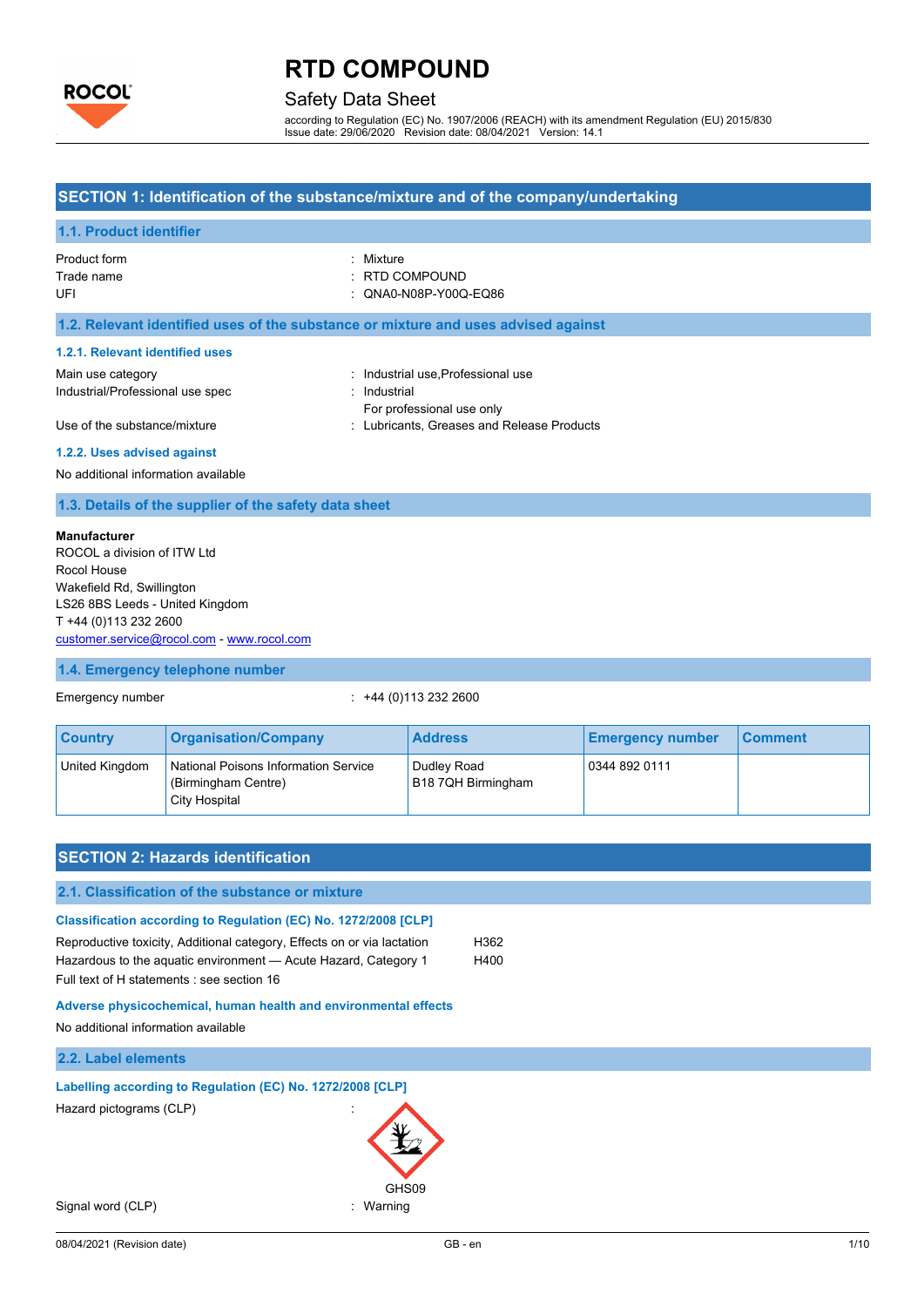# RTD COMPOUND

## Safety Data Sheet

according to Regulation (EC) No. 1907/2006 (REACH) with its amendment Regulation (EU) 2015/830
Issue date: 29/06/2020 Revision date: 08/04/2021 Version: 14.1

## SECTION 1: Identification of the substance/mixture and of the company/undertaking

### 1.1. Product identifier

Product form : Mixture
Trade name : RTD COMPOUND
UFI : QNA0-N08P-Y00Q-EQ86

### 1.2. Relevant identified uses of the substance or mixture and uses advised against

#### 1.2.1. Relevant identified uses

Main use category : Industrial use,Professional use
Industrial/Professional use spec : Industrial
For professional use only
Use of the substance/mixture : Lubricants, Greases and Release Products

#### 1.2.2. Uses advised against

No additional information available

### 1.3. Details of the supplier of the safety data sheet

**Manufacturer**
ROCOL a division of ITW Ltd
Rocol House
Wakefield Rd, Swillington
LS26 8BS Leeds - United Kingdom
T +44 (0)113 232 2600
customer.service@rocol.com - www.rocol.com

### 1.4. Emergency telephone number

Emergency number : +44 (0)113 232 2600

| Country | Organisation/Company | Address | Emergency number | Comment |
|---|---|---|---|---|
| United Kingdom | National Poisons Information Service (Birmingham Centre) City Hospital | Dudley Road B18 7QH Birmingham | 0344 892 0111 | |

## SECTION 2: Hazards identification

### 2.1. Classification of the substance or mixture

#### Classification according to Regulation (EC) No. 1272/2008 [CLP]

Reproductive toxicity, Additional category, Effects on or via lactation H362
Hazardous to the aquatic environment — Acute Hazard, Category 1 H400
Full text of H statements : see section 16

#### Adverse physicochemical, human health and environmental effects

No additional information available

### 2.2. Label elements

#### Labelling according to Regulation (EC) No. 1272/2008 [CLP]

Hazard pictograms (CLP) :

GHS09

Signal word (CLP) : Warning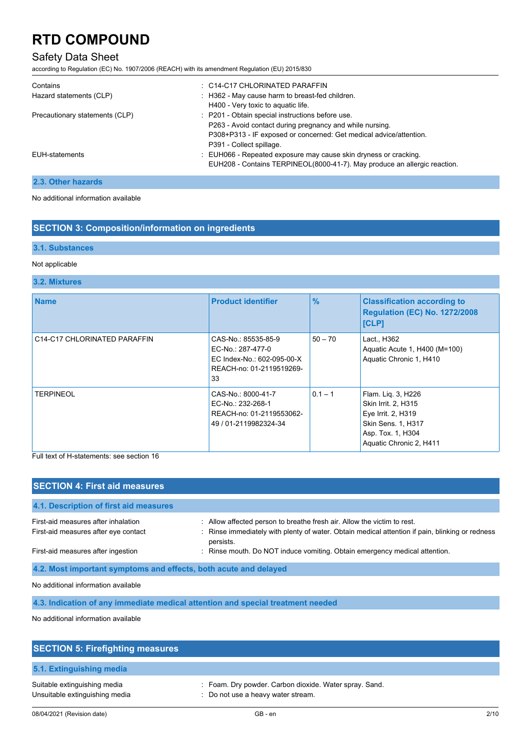| | |
|---|---|
| Contains | : C14-C17 CHLORINATED PARAFFIN |
| Hazard statements (CLP) | : H362 - May cause harm to breast-fed children.<br>H400 - Very toxic to aquatic life. |
| Precautionary statements (CLP) | : P201 - Obtain special instructions before use.<br>P263 - Avoid contact during pregnancy and while nursing.<br>P308+P313 - IF exposed or concerned: Get medical advice/attention.<br>P391 - Collect spillage. |
| EUH-statements | : EUH066 - Repeated exposure may cause skin dryness or cracking.<br>EUH208 - Contains TERPINEOL(8000-41-7). May produce an allergic reaction. |

### 2.3. Other hazards

No additional information available

## SECTION 3: Composition/information on ingredients

### 3.1. Substances

Not applicable

### 3.2. Mixtures

| Name | Product identifier | % | Classification according to Regulation (EC) No. 1272/2008 [CLP] |
|---|---|---|---|
| C14-C17 CHLORINATED PARAFFIN | CAS-No.: 85535-85-9<br>EC-No.: 287-477-0<br>EC Index-No.: 602-095-00-X<br>REACH-no: 01-2119519269-33 | 50 – 70 | Lact., H362<br>Aquatic Acute 1, H400 (M=100)<br>Aquatic Chronic 1, H410 |
| TERPINEOL | CAS-No.: 8000-41-7<br>EC-No.: 232-268-1<br>REACH-no: 01-2119553062-49 / 01-2119982324-34 | 0.1 – 1 | Flam. Liq. 3, H226<br>Skin Irrit. 2, H315<br>Eye Irrit. 2, H319<br>Skin Sens. 1, H317<br>Asp. Tox. 1, H304<br>Aquatic Chronic 2, H411 |

Full text of H-statements: see section 16

## SECTION 4: First aid measures

### 4.1. Description of first aid measures

| | |
|---|---|
| First-aid measures after inhalation | : Allow affected person to breathe fresh air. Allow the victim to rest. |
| First-aid measures after eye contact | : Rinse immediately with plenty of water. Obtain medical attention if pain, blinking or redness persists. |
| First-aid measures after ingestion | : Rinse mouth. Do NOT induce vomiting. Obtain emergency medical attention. |

### 4.2. Most important symptoms and effects, both acute and delayed

No additional information available

### 4.3. Indication of any immediate medical attention and special treatment needed

No additional information available

## SECTION 5: Firefighting measures

### 5.1. Extinguishing media

| | |
|---|---|
| Suitable extinguishing media | : Foam. Dry powder. Carbon dioxide. Water spray. Sand. |
| Unsuitable extinguishing media | : Do not use a heavy water stream. |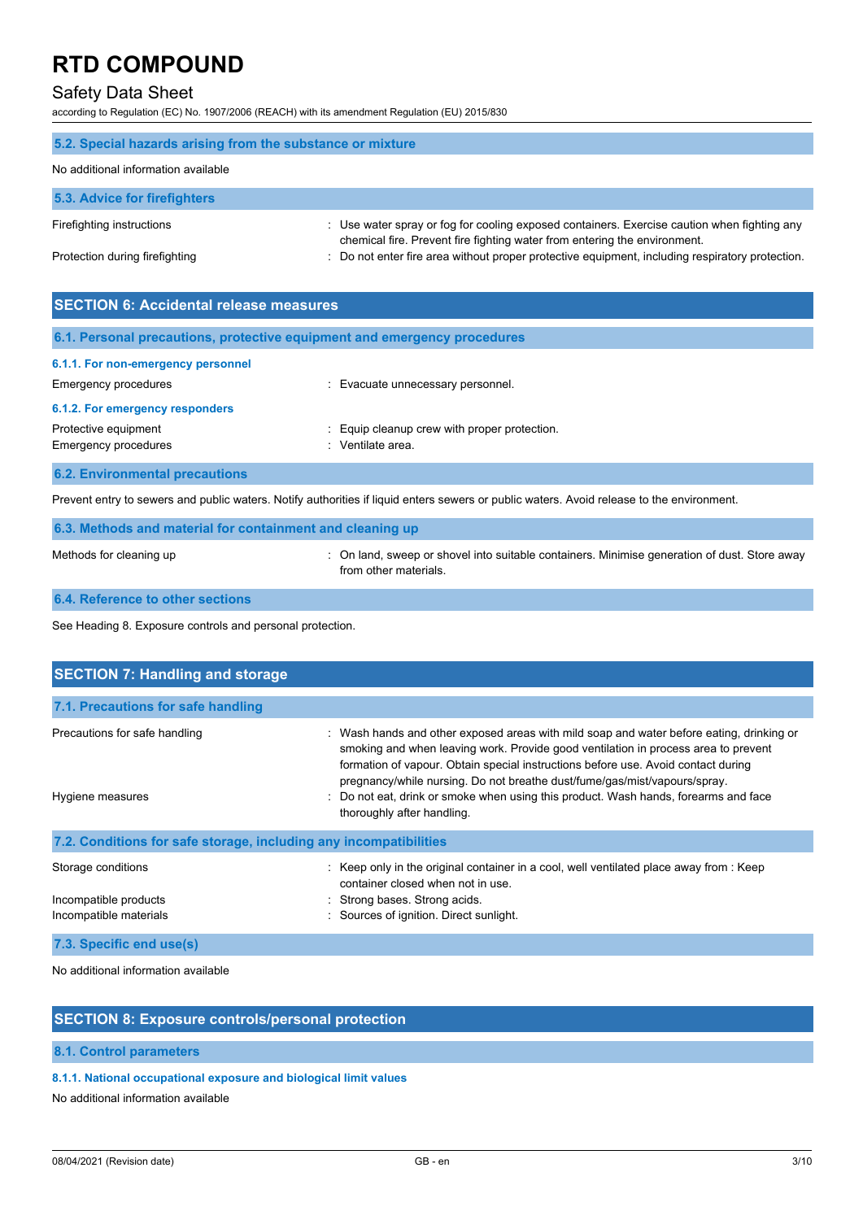### 5.2. Special hazards arising from the substance or mixture

No additional information available

### 5.3. Advice for firefighters

| | |
|---|---|
| Firefighting instructions | : Use water spray or fog for cooling exposed containers. Exercise caution when fighting any chemical fire. Prevent fire fighting water from entering the environment. |
| Protection during firefighting | : Do not enter fire area without proper protective equipment, including respiratory protection. |

## SECTION 6: Accidental release measures

### 6.1. Personal precautions, protective equipment and emergency procedures

#### 6.1.1. For non-emergency personnel

| | |
|---|---|
| Emergency procedures | : Evacuate unnecessary personnel. |

#### 6.1.2. For emergency responders

| | |
|---|---|
| Protective equipment | : Equip cleanup crew with proper protection. |
| Emergency procedures | : Ventilate area. |

### 6.2. Environmental precautions

Prevent entry to sewers and public waters. Notify authorities if liquid enters sewers or public waters. Avoid release to the environment.

### 6.3. Methods and material for containment and cleaning up

| | |
|---|---|
| Methods for cleaning up | : On land, sweep or shovel into suitable containers. Minimise generation of dust. Store away from other materials. |

### 6.4. Reference to other sections

See Heading 8. Exposure controls and personal protection.

## SECTION 7: Handling and storage

### 7.1. Precautions for safe handling

| | |
|---|---|
| Precautions for safe handling | : Wash hands and other exposed areas with mild soap and water before eating, drinking or smoking and when leaving work. Provide good ventilation in process area to prevent formation of vapour. Obtain special instructions before use. Avoid contact during pregnancy/while nursing. Do not breathe dust/fume/gas/mist/vapours/spray. |
| Hygiene measures | : Do not eat, drink or smoke when using this product. Wash hands, forearms and face thoroughly after handling. |

### 7.2. Conditions for safe storage, including any incompatibilities

| | |
|---|---|
| Storage conditions | : Keep only in the original container in a cool, well ventilated place away from : Keep container closed when not in use. |
| Incompatible products | : Strong bases. Strong acids. |
| Incompatible materials | : Sources of ignition. Direct sunlight. |

### 7.3. Specific end use(s)

No additional information available

## SECTION 8: Exposure controls/personal protection

### 8.1. Control parameters

#### 8.1.1. National occupational exposure and biological limit values

No additional information available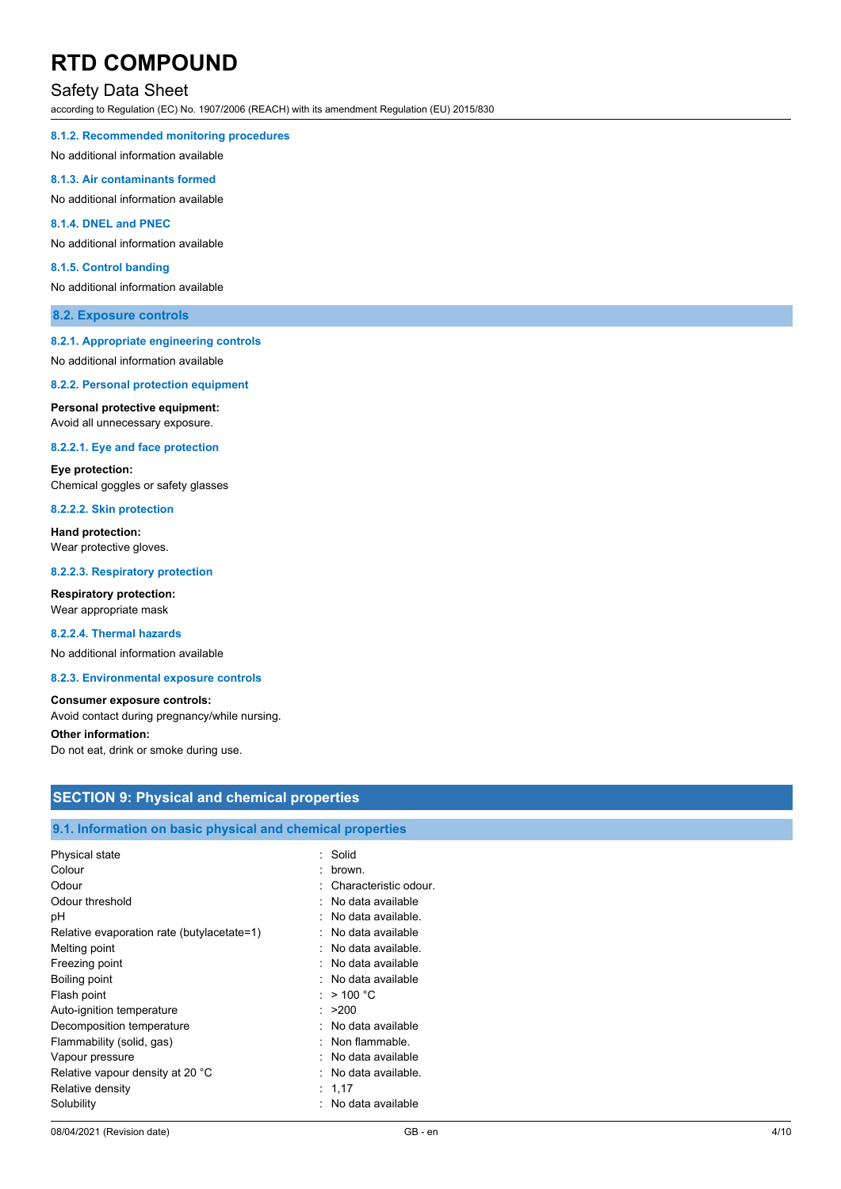#### 8.1.2. Recommended monitoring procedures

No additional information available

#### 8.1.3. Air contaminants formed

No additional information available

#### 8.1.4. DNEL and PNEC

No additional information available

#### 8.1.5. Control banding

No additional information available

### 8.2. Exposure controls

#### 8.2.1. Appropriate engineering controls

No additional information available

#### 8.2.2. Personal protection equipment

**Personal protective equipment:**
Avoid all unnecessary exposure.

#### 8.2.2.1. Eye and face protection

**Eye protection:**
Chemical goggles or safety glasses

#### 8.2.2.2. Skin protection

**Hand protection:**
Wear protective gloves.

#### 8.2.2.3. Respiratory protection

**Respiratory protection:**
Wear appropriate mask

#### 8.2.2.4. Thermal hazards

No additional information available

#### 8.2.3. Environmental exposure controls

**Consumer exposure controls:**
Avoid contact during pregnancy/while nursing.

**Other information:**
Do not eat, drink or smoke during use.

## SECTION 9: Physical and chemical properties

### 9.1. Information on basic physical and chemical properties

| Property | Value |
|---|---|
| Physical state | Solid |
| Colour | brown. |
| Odour | Characteristic odour. |
| Odour threshold | No data available |
| pH | No data available. |
| Relative evaporation rate (butylacetate=1) | No data available |
| Melting point | No data available. |
| Freezing point | No data available |
| Boiling point | No data available |
| Flash point | > 100 °C |
| Auto-ignition temperature | >200 |
| Decomposition temperature | No data available |
| Flammability (solid, gas) | Non flammable. |
| Vapour pressure | No data available |
| Relative vapour density at 20 °C | No data available. |
| Relative density | 1,17 |
| Solubility | No data available |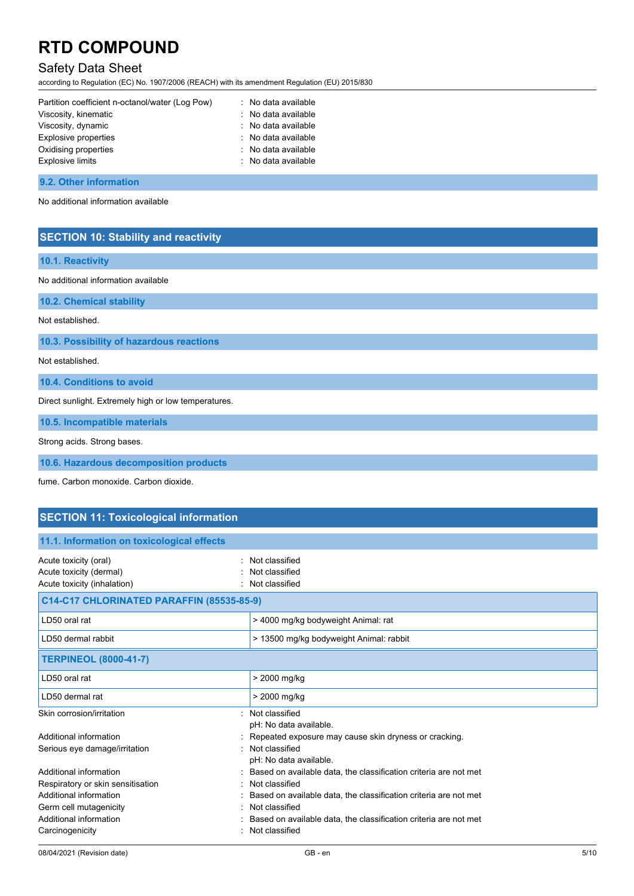| | |
|---|---|
| Partition coefficient n-octanol/water (Log Pow) | : No data available |
| Viscosity, kinematic | : No data available |
| Viscosity, dynamic | : No data available |
| Explosive properties | : No data available |
| Oxidising properties | : No data available |
| Explosive limits | : No data available |

### 9.2. Other information

No additional information available

## SECTION 10: Stability and reactivity

### 10.1. Reactivity

No additional information available

### 10.2. Chemical stability

Not established.

### 10.3. Possibility of hazardous reactions

Not established.

### 10.4. Conditions to avoid

Direct sunlight. Extremely high or low temperatures.

### 10.5. Incompatible materials

Strong acids. Strong bases.

### 10.6. Hazardous decomposition products

fume. Carbon monoxide. Carbon dioxide.

## SECTION 11: Toxicological information

### 11.1. Information on toxicological effects

| | |
|---|---|
| Acute toxicity (oral) | : Not classified |
| Acute toxicity (dermal) | : Not classified |
| Acute toxicity (inhalation) | : Not classified |

| C14-C17 CHLORINATED PARAFFIN (85535-85-9) | |
|---|---|
| LD50 oral rat | > 4000 mg/kg bodyweight Animal: rat |
| LD50 dermal rabbit | > 13500 mg/kg bodyweight Animal: rabbit |
| **TERPINEOL (8000-41-7)** | |
| LD50 oral rat | > 2000 mg/kg |
| LD50 dermal rat | > 2000 mg/kg |

| | |
|---|---|
| Skin corrosion/irritation | : Not classified<br>pH: No data available. |
| Additional information | : Repeated exposure may cause skin dryness or cracking. |
| Serious eye damage/irritation | : Not classified<br>pH: No data available. |
| Additional information | : Based on available data, the classification criteria are not met |
| Respiratory or skin sensitisation | : Not classified |
| Additional information | : Based on available data, the classification criteria are not met |
| Germ cell mutagenicity | : Not classified |
| Additional information | : Based on available data, the classification criteria are not met |
| Carcinogenicity | : Not classified |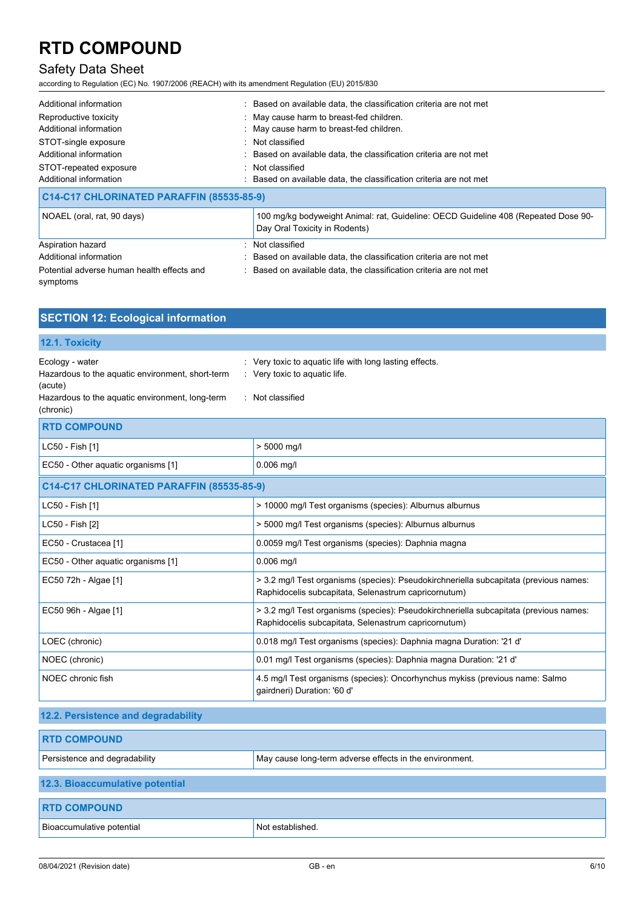| | |
|---|---|
| Additional information | : Based on available data, the classification criteria are not met |
| Reproductive toxicity | : May cause harm to breast-fed children. |
| Additional information | : May cause harm to breast-fed children. |
| STOT-single exposure | : Not classified |
| Additional information | : Based on available data, the classification criteria are not met |
| STOT-repeated exposure | : Not classified |
| Additional information | : Based on available data, the classification criteria are not met |

| C14-C17 CHLORINATED PARAFFIN (85535-85-9) | |
|---|---|
| NOAEL (oral, rat, 90 days) | 100 mg/kg bodyweight Animal: rat, Guideline: OECD Guideline 408 (Repeated Dose 90-Day Oral Toxicity in Rodents) |

| | |
|---|---|
| Aspiration hazard | : Not classified |
| Additional information | : Based on available data, the classification criteria are not met |
| Potential adverse human health effects and symptoms | : Based on available data, the classification criteria are not met |

## SECTION 12: Ecological information

### 12.1. Toxicity

| | |
|---|---|
| Ecology - water | : Very toxic to aquatic life with long lasting effects. |
| Hazardous to the aquatic environment, short-term (acute) | : Very toxic to aquatic life. |
| Hazardous to the aquatic environment, long-term (chronic) | : Not classified |

| RTD COMPOUND | |
|---|---|
| LC50 - Fish [1] | > 5000 mg/l |
| EC50 - Other aquatic organisms [1] | 0.006 mg/l |

| C14-C17 CHLORINATED PARAFFIN (85535-85-9) | |
|---|---|
| LC50 - Fish [1] | > 10000 mg/l Test organisms (species): Alburnus alburnus |
| LC50 - Fish [2] | > 5000 mg/l Test organisms (species): Alburnus alburnus |
| EC50 - Crustacea [1] | 0.0059 mg/l Test organisms (species): Daphnia magna |
| EC50 - Other aquatic organisms [1] | 0.006 mg/l |
| EC50 72h - Algae [1] | > 3.2 mg/l Test organisms (species): Pseudokirchneriella subcapitata (previous names: Raphidocelis subcapitata, Selenastrum capricornutum) |
| EC50 96h - Algae [1] | > 3.2 mg/l Test organisms (species): Pseudokirchneriella subcapitata (previous names: Raphidocelis subcapitata, Selenastrum capricornutum) |
| LOEC (chronic) | 0.018 mg/l Test organisms (species): Daphnia magna Duration: '21 d' |
| NOEC (chronic) | 0.01 mg/l Test organisms (species): Daphnia magna Duration: '21 d' |
| NOEC chronic fish | 4.5 mg/l Test organisms (species): Oncorhynchus mykiss (previous name: Salmo gairdneri) Duration: '60 d' |

### 12.2. Persistence and degradability

| RTD COMPOUND | |
|---|---|
| Persistence and degradability | May cause long-term adverse effects in the environment. |

### 12.3. Bioaccumulative potential

| RTD COMPOUND | |
|---|---|
| Bioaccumulative potential | Not established. |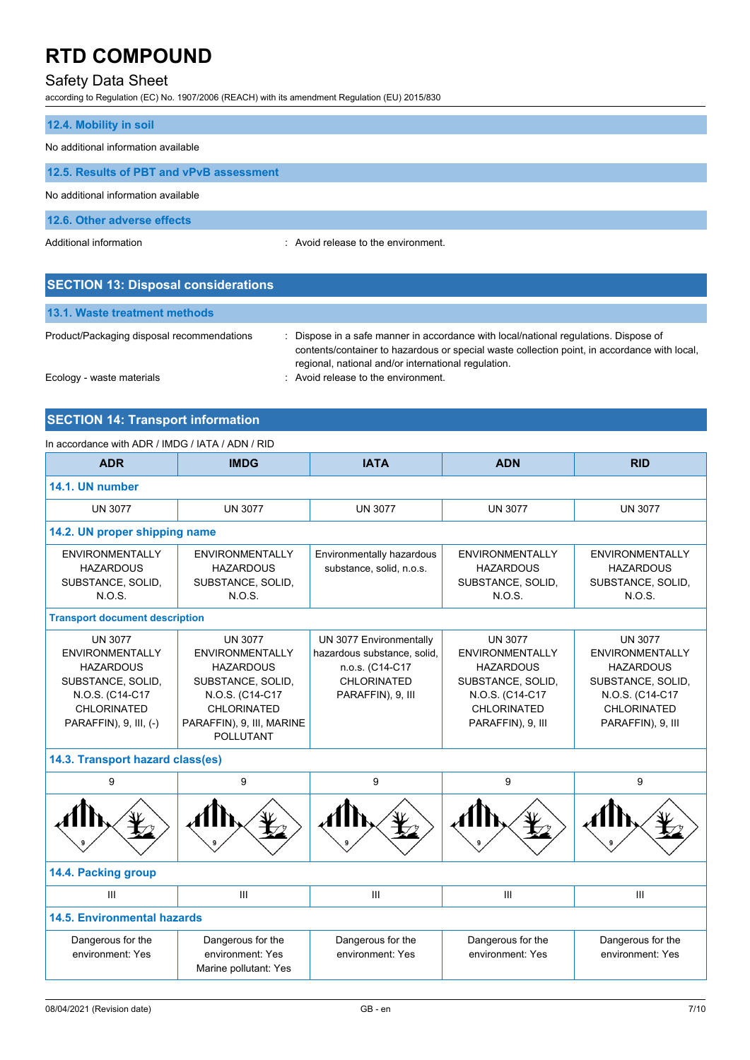### 12.4. Mobility in soil

No additional information available

### 12.5. Results of PBT and vPvB assessment

No additional information available

### 12.6. Other adverse effects

Additional information : Avoid release to the environment.

## SECTION 13: Disposal considerations

### 13.1. Waste treatment methods

Product/Packaging disposal recommendations : Dispose in a safe manner in accordance with local/national regulations. Dispose of contents/container to hazardous or special waste collection point, in accordance with local, regional, national and/or international regulation.

Ecology - waste materials : Avoid release to the environment.

## SECTION 14: Transport information

In accordance with ADR / IMDG / IATA / ADN / RID

| ADR | IMDG | IATA | ADN | RID |
|---|---|---|---|---|
| **14.1. UN number** | | | | |
| UN 3077 | UN 3077 | UN 3077 | UN 3077 | UN 3077 |
| **14.2. UN proper shipping name** | | | | |
| ENVIRONMENTALLY HAZARDOUS SUBSTANCE, SOLID, N.O.S. | ENVIRONMENTALLY HAZARDOUS SUBSTANCE, SOLID, N.O.S. | Environmentally hazardous substance, solid, n.o.s. | ENVIRONMENTALLY HAZARDOUS SUBSTANCE, SOLID, N.O.S. | ENVIRONMENTALLY HAZARDOUS SUBSTANCE, SOLID, N.O.S. |
| **Transport document description** | | | | |
| UN 3077 ENVIRONMENTALLY HAZARDOUS SUBSTANCE, SOLID, N.O.S. (C14-C17 CHLORINATED PARAFFIN), 9, III, (-) | UN 3077 ENVIRONMENTALLY HAZARDOUS SUBSTANCE, SOLID, N.O.S. (C14-C17 CHLORINATED PARAFFIN), 9, III, MARINE POLLUTANT | UN 3077 Environmentally hazardous substance, solid, n.o.s. (C14-C17 CHLORINATED PARAFFIN), 9, III | UN 3077 ENVIRONMENTALLY HAZARDOUS SUBSTANCE, SOLID, N.O.S. (C14-C17 CHLORINATED PARAFFIN), 9, III | UN 3077 ENVIRONMENTALLY HAZARDOUS SUBSTANCE, SOLID, N.O.S. (C14-C17 CHLORINATED PARAFFIN), 9, III |
| **14.3. Transport hazard class(es)** | | | | |
| 9 | 9 | 9 | 9 | 9 |
| **14.4. Packing group** | | | | |
| III | III | III | III | III |
| **14.5. Environmental hazards** | | | | |
| Dangerous for the environment: Yes | Dangerous for the environment: Yes<br>Marine pollutant: Yes | Dangerous for the environment: Yes | Dangerous for the environment: Yes | Dangerous for the environment: Yes |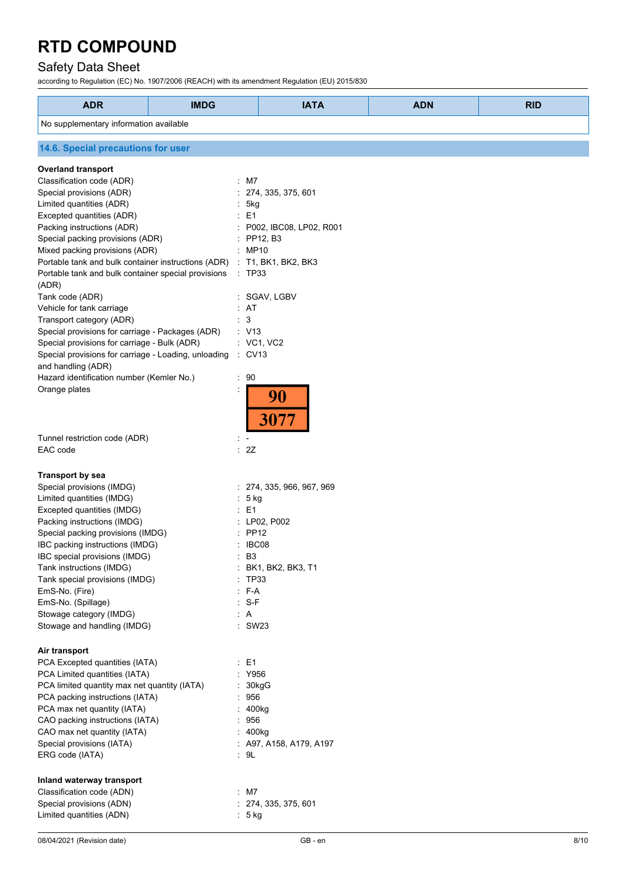| ADR | IMDG | IATA | ADN | RID |
|---|---|---|---|---|
| No supplementary information available | | | | |

## 14.6. Special precautions for user

**Overland transport**

Classification code (ADR) : M7
Special provisions (ADR) : 274, 335, 375, 601
Limited quantities (ADR) : 5kg
Excepted quantities (ADR) : E1
Packing instructions (ADR) : P002, IBC08, LP02, R001
Special packing provisions (ADR) : PP12, B3
Mixed packing provisions (ADR) : MP10
Portable tank and bulk container instructions (ADR) : T1, BK1, BK2, BK3
Portable tank and bulk container special provisions (ADR) : TP33
Tank code (ADR) : SGAV, LGBV
Vehicle for tank carriage : AT
Transport category (ADR) : 3
Special provisions for carriage - Packages (ADR) : V13
Special provisions for carriage - Bulk (ADR) : VC1, VC2
Special provisions for carriage - Loading, unloading and handling (ADR) : CV13
Hazard identification number (Kemler No.) : 90
Orange plates :

| 90 |
|---|
| 3077 |

Tunnel restriction code (ADR) : -
EAC code : 2Z

**Transport by sea**

Special provisions (IMDG) : 274, 335, 966, 967, 969
Limited quantities (IMDG) : 5 kg
Excepted quantities (IMDG) : E1
Packing instructions (IMDG) : LP02, P002
Special packing provisions (IMDG) : PP12
IBC packing instructions (IMDG) : IBC08
IBC special provisions (IMDG) : B3
Tank instructions (IMDG) : BK1, BK2, BK3, T1
Tank special provisions (IMDG) : TP33
EmS-No. (Fire) : F-A
EmS-No. (Spillage) : S-F
Stowage category (IMDG) : A
Stowage and handling (IMDG) : SW23

**Air transport**

PCA Excepted quantities (IATA) : E1
PCA Limited quantities (IATA) : Y956
PCA limited quantity max net quantity (IATA) : 30kgG
PCA packing instructions (IATA) : 956
PCA max net quantity (IATA) : 400kg
CAO packing instructions (IATA) : 956
CAO max net quantity (IATA) : 400kg
Special provisions (IATA) : A97, A158, A179, A197
ERG code (IATA) : 9L

**Inland waterway transport**

Classification code (ADN) : M7
Special provisions (ADN) : 274, 335, 375, 601
Limited quantities (ADN) : 5 kg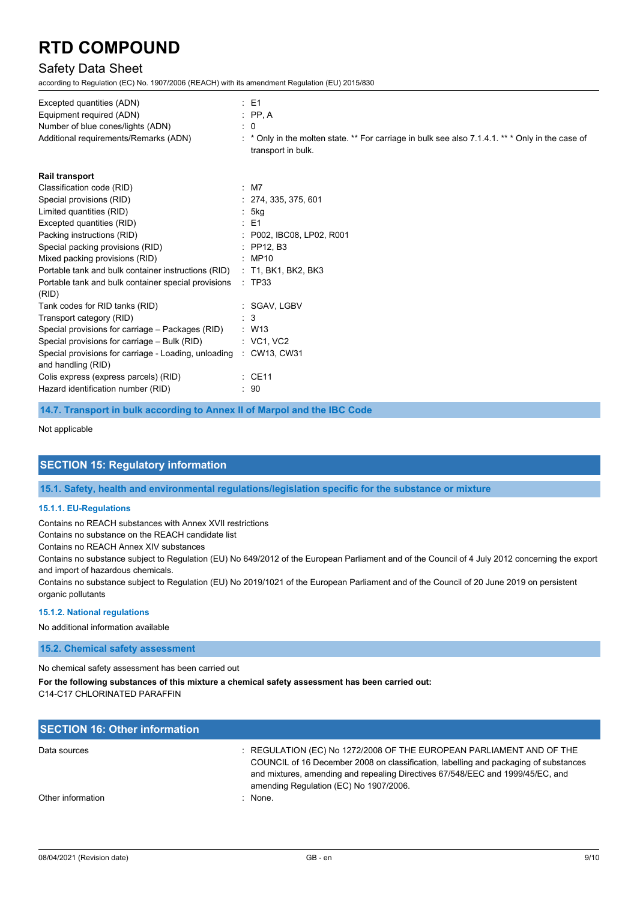| | |
|---|---|
| Excepted quantities (ADN) | : E1 |
| Equipment required (ADN) | : PP, A |
| Number of blue cones/lights (ADN) | : 0 |
| Additional requirements/Remarks (ADN) | : * Only in the molten state. ** For carriage in bulk see also 7.1.4.1. ** * Only in the case of transport in bulk. |

**Rail transport**

| | |
|---|---|
| Classification code (RID) | : M7 |
| Special provisions (RID) | : 274, 335, 375, 601 |
| Limited quantities (RID) | : 5kg |
| Excepted quantities (RID) | : E1 |
| Packing instructions (RID) | : P002, IBC08, LP02, R001 |
| Special packing provisions (RID) | : PP12, B3 |
| Mixed packing provisions (RID) | : MP10 |
| Portable tank and bulk container instructions (RID) | : T1, BK1, BK2, BK3 |
| Portable tank and bulk container special provisions (RID) | : TP33 |
| Tank codes for RID tanks (RID) | : SGAV, LGBV |
| Transport category (RID) | : 3 |
| Special provisions for carriage – Packages (RID) | : W13 |
| Special provisions for carriage – Bulk (RID) | : VC1, VC2 |
| Special provisions for carriage - Loading, unloading and handling (RID) | : CW13, CW31 |
| Colis express (express parcels) (RID) | : CE11 |
| Hazard identification number (RID) | : 90 |

### 14.7. Transport in bulk according to Annex II of Marpol and the IBC Code

Not applicable

## SECTION 15: Regulatory information

### 15.1. Safety, health and environmental regulations/legislation specific for the substance or mixture

#### 15.1.1. EU-Regulations

Contains no REACH substances with Annex XVII restrictions
Contains no substance on the REACH candidate list
Contains no REACH Annex XIV substances
Contains no substance subject to Regulation (EU) No 649/2012 of the European Parliament and of the Council of 4 July 2012 concerning the export and import of hazardous chemicals.
Contains no substance subject to Regulation (EU) No 2019/1021 of the European Parliament and of the Council of 20 June 2019 on persistent organic pollutants

#### 15.1.2. National regulations

No additional information available

### 15.2. Chemical safety assessment

No chemical safety assessment has been carried out

**For the following substances of this mixture a chemical safety assessment has been carried out:**
C14-C17 CHLORINATED PARAFFIN

## SECTION 16: Other information

| | |
|---|---|
| Data sources | : REGULATION (EC) No 1272/2008 OF THE EUROPEAN PARLIAMENT AND OF THE COUNCIL of 16 December 2008 on classification, labelling and packaging of substances and mixtures, amending and repealing Directives 67/548/EEC and 1999/45/EC, and amending Regulation (EC) No 1907/2006. |
| Other information | : None. |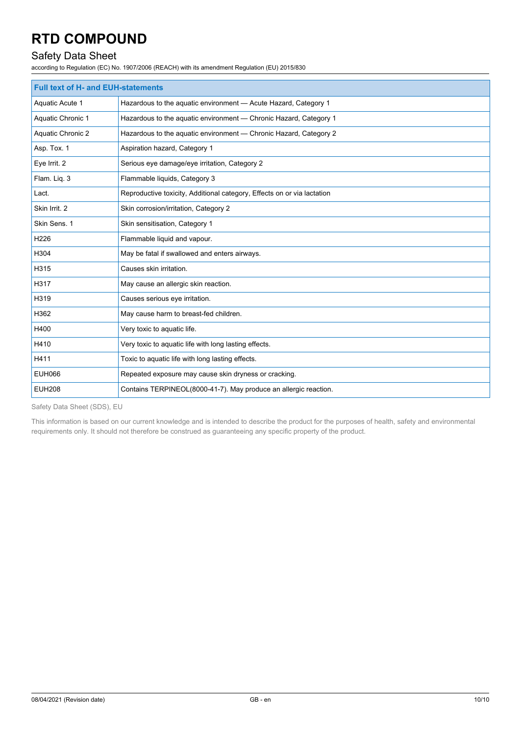# RTD COMPOUND

## Safety Data Sheet

according to Regulation (EC) No. 1907/2006 (REACH) with its amendment Regulation (EU) 2015/830

| Full text of H- and EUH-statements | |
|---|---|
| Aquatic Acute 1 | Hazardous to the aquatic environment — Acute Hazard, Category 1 |
| Aquatic Chronic 1 | Hazardous to the aquatic environment — Chronic Hazard, Category 1 |
| Aquatic Chronic 2 | Hazardous to the aquatic environment — Chronic Hazard, Category 2 |
| Asp. Tox. 1 | Aspiration hazard, Category 1 |
| Eye Irrit. 2 | Serious eye damage/eye irritation, Category 2 |
| Flam. Liq. 3 | Flammable liquids, Category 3 |
| Lact. | Reproductive toxicity, Additional category, Effects on or via lactation |
| Skin Irrit. 2 | Skin corrosion/irritation, Category 2 |
| Skin Sens. 1 | Skin sensitisation, Category 1 |
| H226 | Flammable liquid and vapour. |
| H304 | May be fatal if swallowed and enters airways. |
| H315 | Causes skin irritation. |
| H317 | May cause an allergic skin reaction. |
| H319 | Causes serious eye irritation. |
| H362 | May cause harm to breast-fed children. |
| H400 | Very toxic to aquatic life. |
| H410 | Very toxic to aquatic life with long lasting effects. |
| H411 | Toxic to aquatic life with long lasting effects. |
| EUH066 | Repeated exposure may cause skin dryness or cracking. |
| EUH208 | Contains TERPINEOL(8000-41-7). May produce an allergic reaction. |

Safety Data Sheet (SDS), EU

This information is based on our current knowledge and is intended to describe the product for the purposes of health, safety and environmental requirements only. It should not therefore be construed as guaranteeing any specific property of the product.